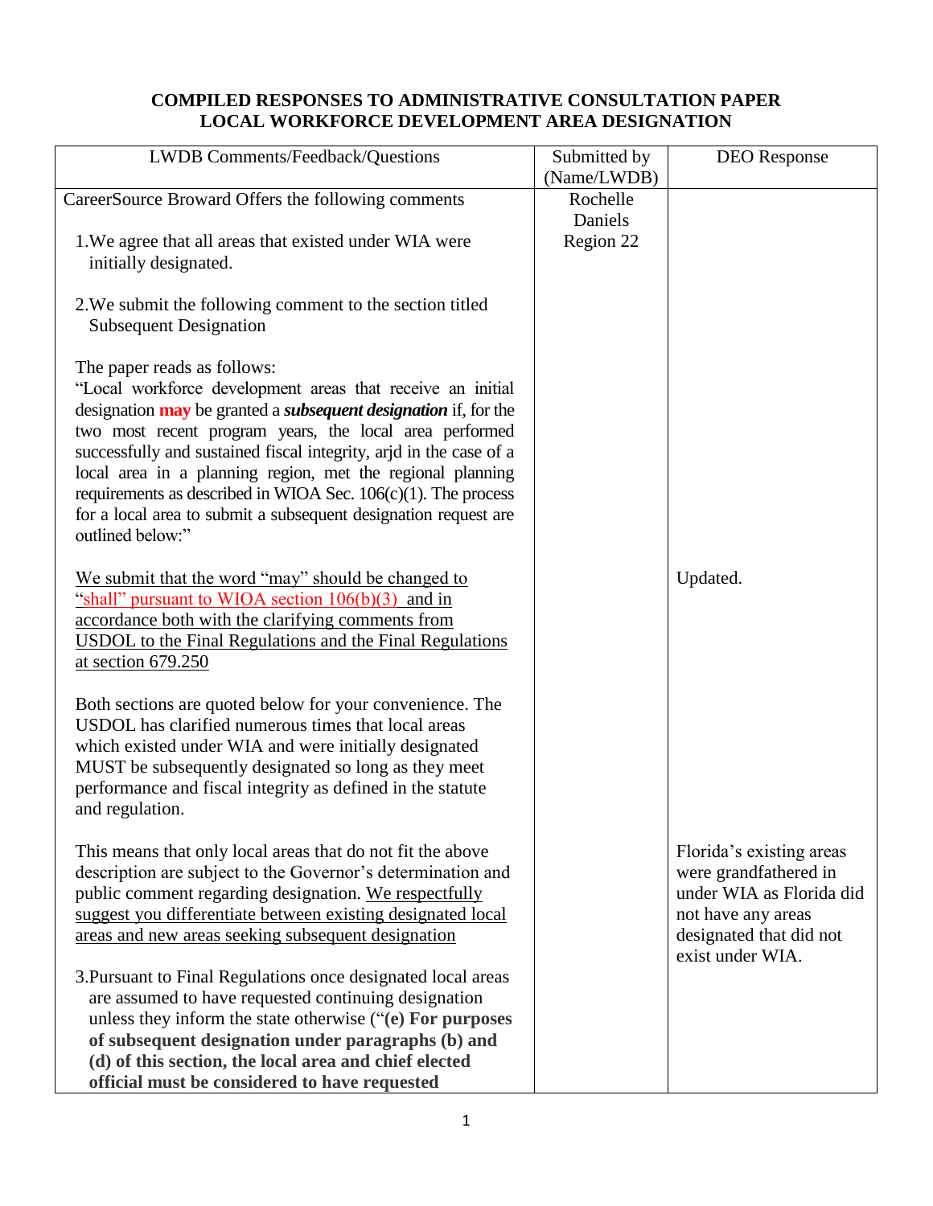# COMPILED RESPONSES TO ADMINISTRATIVE CONSULTATION PAPER LOCAL WORKFORCE DEVELOPMENT AREA DESIGNATION

| LWDB Comments/Feedback/Questions | Submitted by (Name/LWDB) | DEO Response |
|---|---|---|
| CareerSource Broward Offers the following comments<br><br>1. We agree that all areas that existed under WIA were initially designated.<br><br>2. We submit the following comment to the section titled Subsequent Designation<br><br>The paper reads as follows:<br>"Local workforce development areas that receive an initial designation **may** be granted a ***subsequent designation*** if, for the two most recent program years, the local area performed successfully and sustained fiscal integrity, arjd in the case of a local area in a planning region, met the regional planning requirements as described in WIOA Sec. 106(c)(1). The process for a local area to submit a subsequent designation request are outlined below:"<br><br>We submit that the word "may" should be changed to "shall" pursuant to WIOA section 106(b)(3) and in accordance both with the clarifying comments from USDOL to the Final Regulations and the Final Regulations at section 679.250<br><br>Both sections are quoted below for your convenience. The USDOL has clarified numerous times that local areas which existed under WIA and were initially designated MUST be subsequently designated so long as they meet performance and fiscal integrity as defined in the statute and regulation.<br><br>This means that only local areas that do not fit the above description are subject to the Governor's determination and public comment regarding designation. We respectfully suggest you differentiate between existing designated local areas and new areas seeking subsequent designation<br><br>3. Pursuant to Final Regulations once designated local areas are assumed to have requested continuing designation unless they inform the state otherwise ("**(e) For purposes of subsequent designation under paragraphs (b) and (d) of this section, the local area and chief elected official must be considered to have requested** | Rochelle Daniels<br>Region 22 | Updated.<br><br>Florida's existing areas were grandfathered in under WIA as Florida did not have any areas designated that did not exist under WIA. |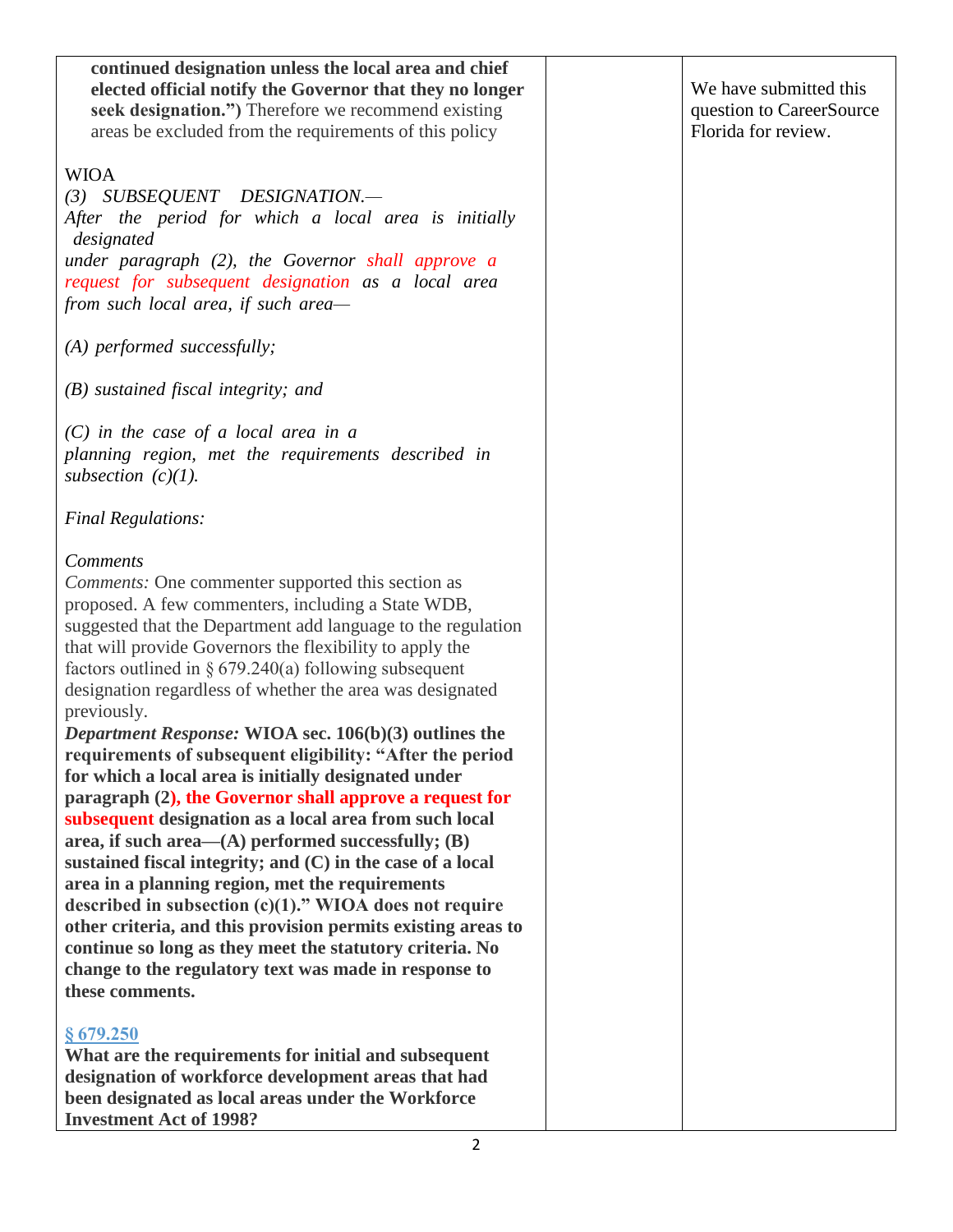| | | |
|---|---|---|
| **continued designation unless the local area and chief elected official notify the Governor that they no longer seek designation.")** Therefore we recommend existing areas be excluded from the requirements of this policy<br><br>WIOA<br>*(3) SUBSEQUENT DESIGNATION.—*<br>*After the period for which a local area is initially designated under paragraph (2), the Governor shall approve a request for subsequent designation as a local area from such local area, if such area—*<br><br>*(A) performed successfully;*<br><br>*(B) sustained fiscal integrity; and*<br><br>*(C) in the case of a local area in a planning region, met the requirements described in subsection (c)(1).*<br><br>*Final Regulations:*<br><br>*Comments*<br>*Comments:* One commenter supported this section as proposed. A few commenters, including a State WDB, suggested that the Department add language to the regulation that will provide Governors the flexibility to apply the factors outlined in § 679.240(a) following subsequent designation regardless of whether the area was designated previously.<br>***Department Response:*** **WIOA sec. 106(b)(3) outlines the requirements of subsequent eligibility: "After the period for which a local area is initially designated under paragraph (2), the Governor shall approve a request for subsequent designation as a local area from such local area, if such area—(A) performed successfully; (B) sustained fiscal integrity; and (C) in the case of a local area in a planning region, met the requirements described in subsection (c)(1)." WIOA does not require other criteria, and this provision permits existing areas to continue so long as they meet the statutory criteria. No change to the regulatory text was made in response to these comments.**<br><br>**§ 679.250**<br>**What are the requirements for initial and subsequent designation of workforce development areas that had been designated as local areas under the Workforce Investment Act of 1998?** | | We have submitted this question to CareerSource Florida for review. |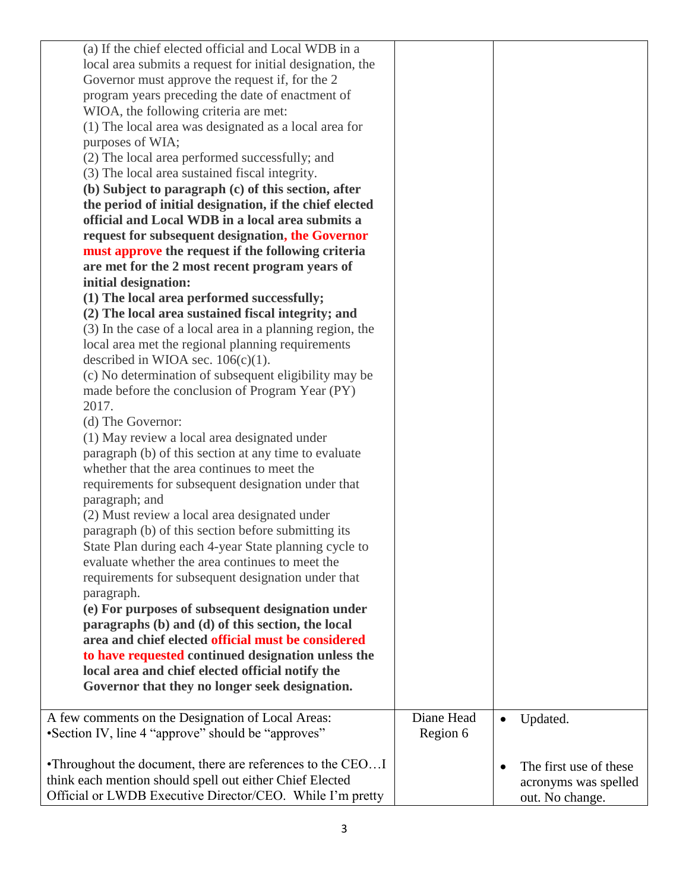| | | |
|---|---|---|
| (a) If the chief elected official and Local WDB in a local area submits a request for initial designation, the Governor must approve the request if, for the 2 program years preceding the date of enactment of WIOA, the following criteria are met:<br>(1) The local area was designated as a local area for purposes of WIA;<br>(2) The local area performed successfully; and<br>(3) The local area sustained fiscal integrity.<br>**(b) Subject to paragraph (c) of this section, after the period of initial designation, if the chief elected official and Local WDB in a local area submits a request for subsequent designation, the Governor must approve the request if the following criteria are met for the 2 most recent program years of initial designation:**<br>**(1) The local area performed successfully;**<br>**(2) The local area sustained fiscal integrity; and**<br>(3) In the case of a local area in a planning region, the local area met the regional planning requirements described in WIOA sec. 106(c)(1).<br>(c) No determination of subsequent eligibility may be made before the conclusion of Program Year (PY) 2017.<br>(d) The Governor:<br>(1) May review a local area designated under paragraph (b) of this section at any time to evaluate whether that the area continues to meet the requirements for subsequent designation under that paragraph; and<br>(2) Must review a local area designated under paragraph (b) of this section before submitting its State Plan during each 4-year State planning cycle to evaluate whether the area continues to meet the requirements for subsequent designation under that paragraph.<br>**(e) For purposes of subsequent designation under paragraphs (b) and (d) of this section, the local area and chief elected official must be considered to have requested continued designation unless the local area and chief elected official notify the Governor that they no longer seek designation.** | | |
| A few comments on the Designation of Local Areas:<br>•Section IV, line 4 "approve" should be "approves"<br><br>•Throughout the document, there are references to the CEO…I think each mention should spell out either Chief Elected Official or LWDB Executive Director/CEO. While I'm pretty | Diane Head Region 6 | • Updated.<br><br>• The first use of these acronyms was spelled out. No change. |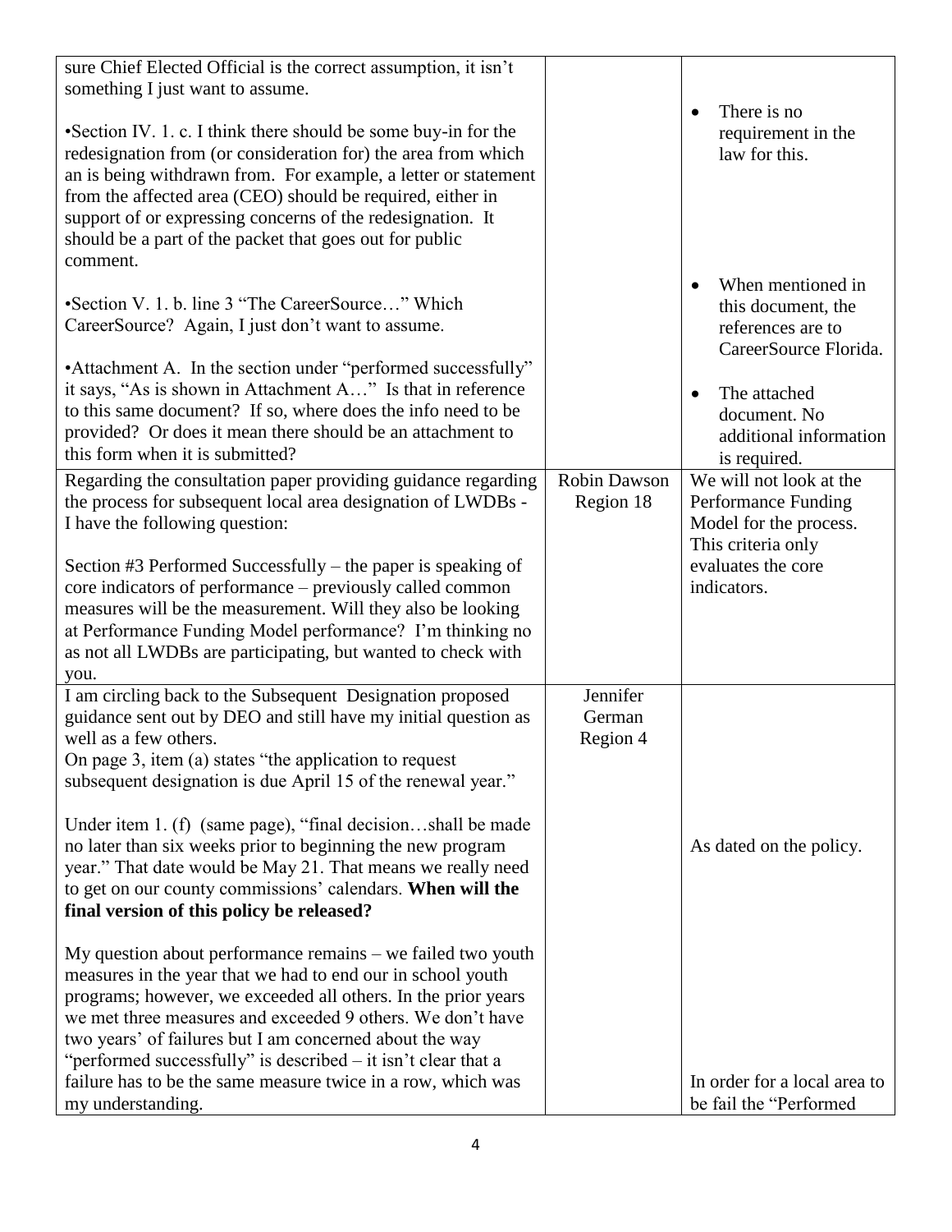| | | |
|---|---|---|
| sure Chief Elected Official is the correct assumption, it isn't something I just want to assume.<br><br>•Section IV. 1. c. I think there should be some buy-in for the redesignation from (or consideration for) the area from which an is being withdrawn from. For example, a letter or statement from the affected area (CEO) should be required, either in support of or expressing concerns of the redesignation. It should be a part of the packet that goes out for public comment.<br><br>•Section V. 1. b. line 3 "The CareerSource…" Which CareerSource? Again, I just don't want to assume.<br><br>•Attachment A. In the section under "performed successfully" it says, "As is shown in Attachment A…" Is that in reference to this same document? If so, where does the info need to be provided? Or does it mean there should be an attachment to this form when it is submitted? | | • There is no requirement in the law for this.<br><br>• When mentioned in this document, the references are to CareerSource Florida.<br><br>• The attached document. No additional information is required. |
| Regarding the consultation paper providing guidance regarding the process for subsequent local area designation of LWDBs - I have the following question:<br><br>Section #3 Performed Successfully – the paper is speaking of core indicators of performance – previously called common measures will be the measurement. Will they also be looking at Performance Funding Model performance? I'm thinking no as not all LWDBs are participating, but wanted to check with you. | Robin Dawson Region 18 | We will not look at the Performance Funding Model for the process. This criteria only evaluates the core indicators. |
| I am circling back to the Subsequent Designation proposed guidance sent out by DEO and still have my initial question as well as a few others.<br>On page 3, item (a) states "the application to request subsequent designation is due April 15 of the renewal year."<br><br>Under item 1. (f) (same page), "final decision…shall be made no later than six weeks prior to beginning the new program year." That date would be May 21. That means we really need to get on our county commissions' calendars. **When will the final version of this policy be released?**<br><br>My question about performance remains – we failed two youth measures in the year that we had to end our in school youth programs; however, we exceeded all others. In the prior years we met three measures and exceeded 9 others. We don't have two years' of failures but I am concerned about the way "performed successfully" is described – it isn't clear that a failure has to be the same measure twice in a row, which was my understanding. | Jennifer German Region 4 | As dated on the policy.<br><br>In order for a local area to be fail the "Performed |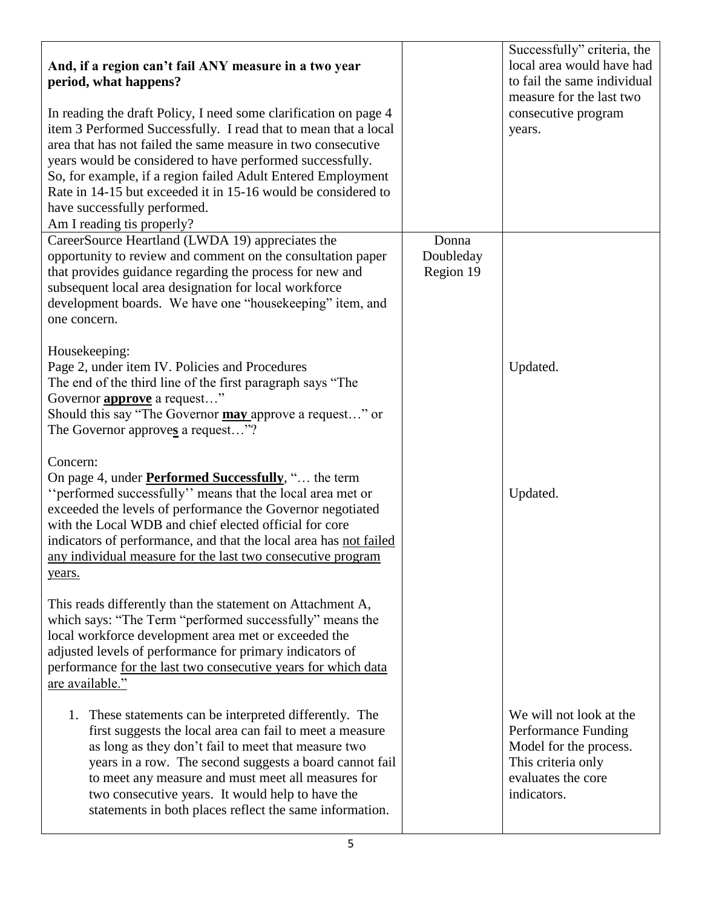| | | |
|---|---|---|
| **And, if a region can't fail ANY measure in a two year period, what happens?**<br><br>In reading the draft Policy, I need some clarification on page 4 item 3 Performed Successfully. I read that to mean that a local area that has not failed the same measure in two consecutive years would be considered to have performed successfully. So, for example, if a region failed Adult Entered Employment Rate in 14-15 but exceeded it in 15-16 would be considered to have successfully performed.<br>Am I reading tis properly? | | Successfully" criteria, the local area would have had to fail the same individual measure for the last two consecutive program years. |
| CareerSource Heartland (LWDA 19) appreciates the opportunity to review and comment on the consultation paper that provides guidance regarding the process for new and subsequent local area designation for local workforce development boards. We have one "housekeeping" item, and one concern.<br><br>Housekeeping:<br>Page 2, under item IV. Policies and Procedures<br>The end of the third line of the first paragraph says "The Governor <u>**approve**</u> a request…"<br>Should this say "The Governor <u>**may**</u> approve a request…" or The Governor approve<u>**s**</u> a request…"?<br><br>Concern:<br>On page 4, under <u>**Performed Successfully**</u>, "… the term ''performed successfully'' means that the local area met or exceeded the levels of performance the Governor negotiated with the Local WDB and chief elected official for core indicators of performance, and that the local area has <u>not failed any individual measure for the last two consecutive program years.</u><br><br>This reads differently than the statement on Attachment A, which says: "The Term "performed successfully" means the local workforce development area met or exceeded the adjusted levels of performance for primary indicators of performance <u>for the last two consecutive years for which data are available.</u>"<br><br>1. These statements can be interpreted differently. The first suggests the local area can fail to meet a measure as long as they don't fail to meet that measure two years in a row. The second suggests a board cannot fail to meet any measure and must meet all measures for two consecutive years. It would help to have the statements in both places reflect the same information. | Donna Doubleday Region 19 | Updated.<br><br>Updated.<br><br>We will not look at the Performance Funding Model for the process. This criteria only evaluates the core indicators. |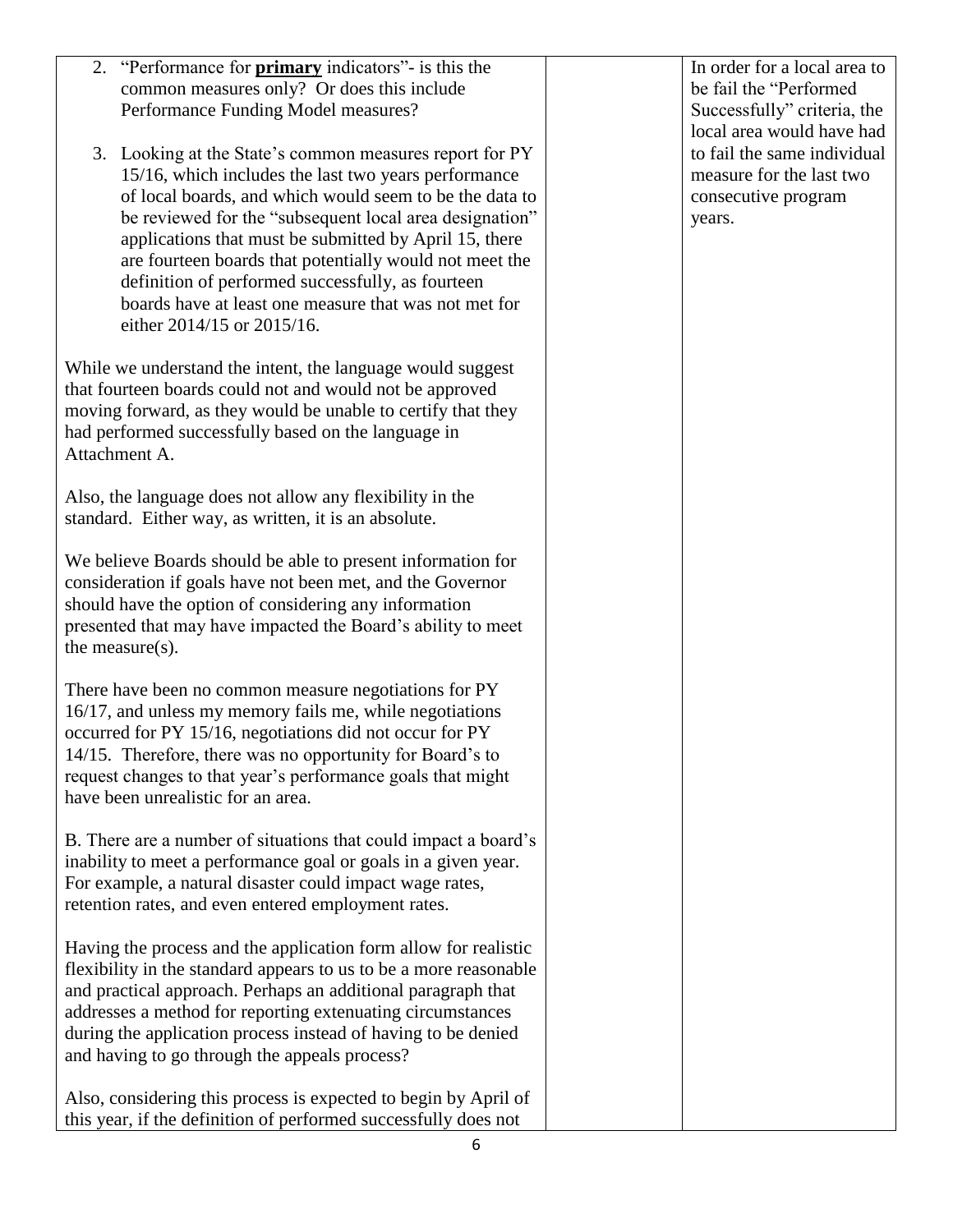| | | |
|---|---|---|
| 2. "Performance for **primary** indicators"- is this the common measures only? Or does this include Performance Funding Model measures?<br><br>3. Looking at the State's common measures report for PY 15/16, which includes the last two years performance of local boards, and which would seem to be the data to be reviewed for the "subsequent local area designation" applications that must be submitted by April 15, there are fourteen boards that potentially would not meet the definition of performed successfully, as fourteen boards have at least one measure that was not met for either 2014/15 or 2015/16.<br><br>While we understand the intent, the language would suggest that fourteen boards could not and would not be approved moving forward, as they would be unable to certify that they had performed successfully based on the language in Attachment A.<br><br>Also, the language does not allow any flexibility in the standard. Either way, as written, it is an absolute.<br><br>We believe Boards should be able to present information for consideration if goals have not been met, and the Governor should have the option of considering any information presented that may have impacted the Board's ability to meet the measure(s).<br><br>There have been no common measure negotiations for PY 16/17, and unless my memory fails me, while negotiations occurred for PY 15/16, negotiations did not occur for PY 14/15. Therefore, there was no opportunity for Board's to request changes to that year's performance goals that might have been unrealistic for an area.<br><br>B. There are a number of situations that could impact a board's inability to meet a performance goal or goals in a given year. For example, a natural disaster could impact wage rates, retention rates, and even entered employment rates.<br><br>Having the process and the application form allow for realistic flexibility in the standard appears to us to be a more reasonable and practical approach. Perhaps an additional paragraph that addresses a method for reporting extenuating circumstances during the application process instead of having to be denied and having to go through the appeals process?<br><br>Also, considering this process is expected to begin by April of this year, if the definition of performed successfully does not | | In order for a local area to be fail the "Performed Successfully" criteria, the local area would have had to fail the same individual measure for the last two consecutive program years. |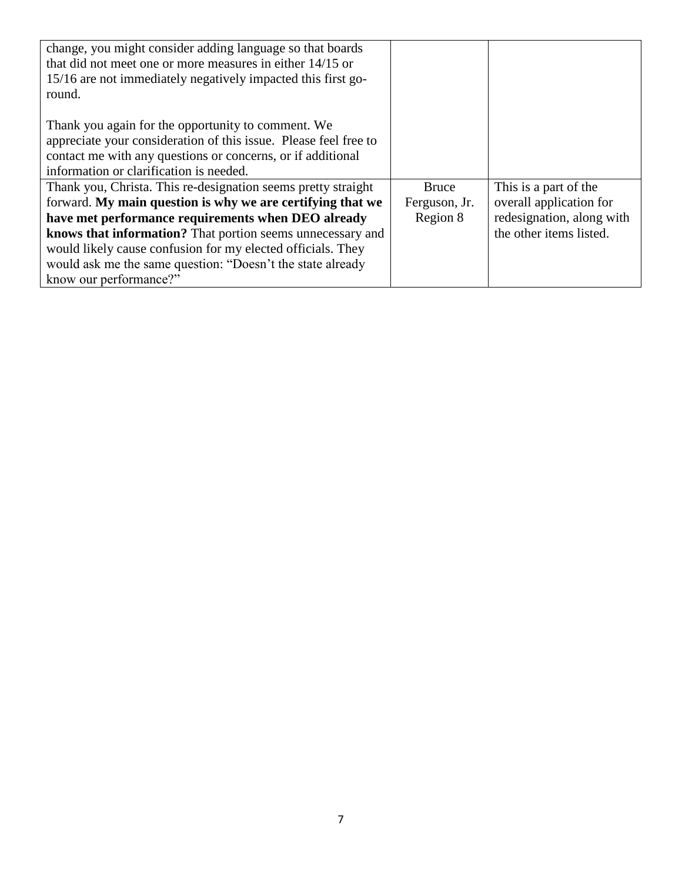| | | |
|---|---|---|
| change, you might consider adding language so that boards that did not meet one or more measures in either 14/15 or 15/16 are not immediately negatively impacted this first go-round.<br><br>Thank you again for the opportunity to comment. We appreciate your consideration of this issue. Please feel free to contact me with any questions or concerns, or if additional information or clarification is needed. | | |
| Thank you, Christa. This re-designation seems pretty straight forward. **My main question is why we are certifying that we have met performance requirements when DEO already knows that information?** That portion seems unnecessary and would likely cause confusion for my elected officials. They would ask me the same question: "Doesn't the state already know our performance?" | Bruce Ferguson, Jr. Region 8 | This is a part of the overall application for redesignation, along with the other items listed. |